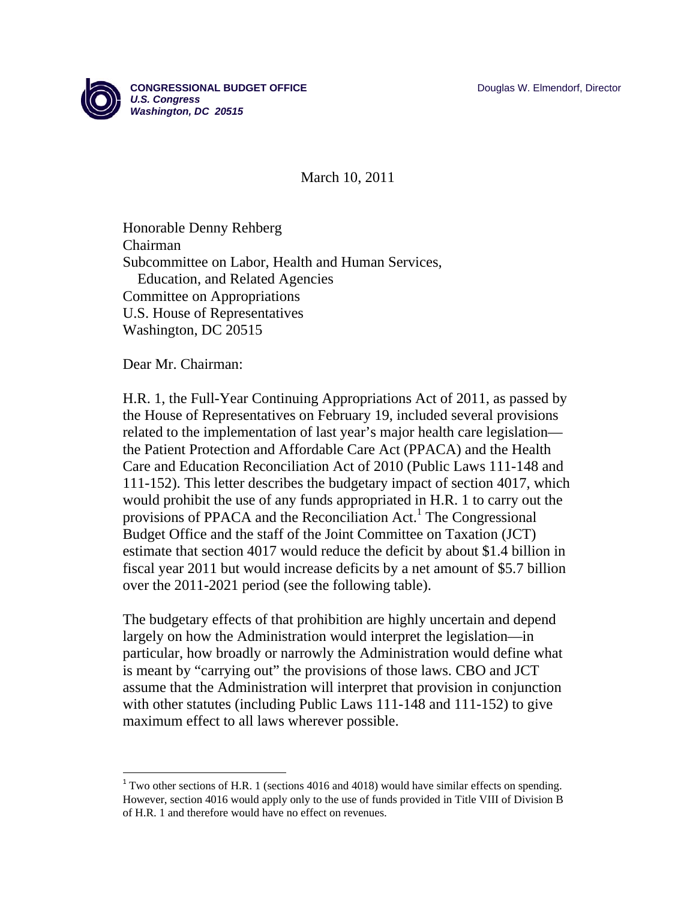**CONGRESSIONAL BUDGET OFFICE**
*U.S. Congress*
*Washington, DC 20515*

Douglas W. Elmendorf, Director

March 10, 2011

Honorable Denny Rehberg
Chairman
Subcommittee on Labor, Health and Human Services,
Education, and Related Agencies
Committee on Appropriations
U.S. House of Representatives
Washington, DC 20515

Dear Mr. Chairman:

H.R. 1, the Full-Year Continuing Appropriations Act of 2011, as passed by the House of Representatives on February 19, included several provisions related to the implementation of last year's major health care legislation—the Patient Protection and Affordable Care Act (PPACA) and the Health Care and Education Reconciliation Act of 2010 (Public Laws 111-148 and 111-152). This letter describes the budgetary impact of section 4017, which would prohibit the use of any funds appropriated in H.R. 1 to carry out the provisions of PPACA and the Reconciliation Act.[1] The Congressional Budget Office and the staff of the Joint Committee on Taxation (JCT) estimate that section 4017 would reduce the deficit by about $1.4 billion in fiscal year 2011 but would increase deficits by a net amount of $5.7 billion over the 2011-2021 period (see the following table).

The budgetary effects of that prohibition are highly uncertain and depend largely on how the Administration would interpret the legislation—in particular, how broadly or narrowly the Administration would define what is meant by "carrying out" the provisions of those laws. CBO and JCT assume that the Administration will interpret that provision in conjunction with other statutes (including Public Laws 111-148 and 111-152) to give maximum effect to all laws wherever possible.

[1] Two other sections of H.R. 1 (sections 4016 and 4018) would have similar effects on spending. However, section 4016 would apply only to the use of funds provided in Title VIII of Division B of H.R. 1 and therefore would have no effect on revenues.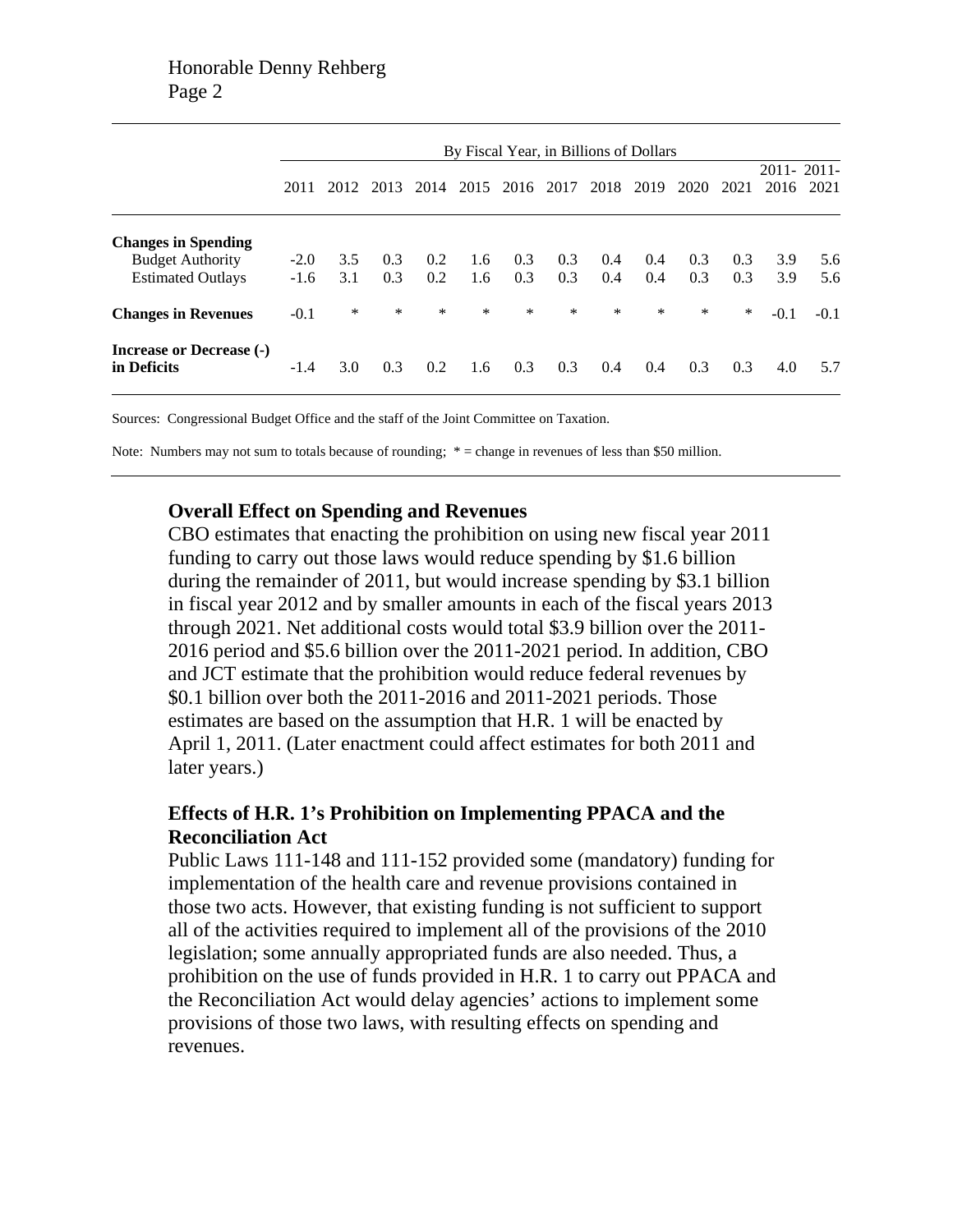| | By Fiscal Year, in Billions of Dollars | | | | | | | | | | | | |
|---|---|---|---|---|---|---|---|---|---|---|---|---|---|
| | 2011 | 2012 | 2013 | 2014 | 2015 | 2016 | 2017 | 2018 | 2019 | 2020 | 2021 | 2011-2016 | 2011-2021 |
| **Changes in Spending** | | | | | | | | | | | | | |
| Budget Authority | -2.0 | 3.5 | 0.3 | 0.2 | 1.6 | 0.3 | 0.3 | 0.4 | 0.4 | 0.3 | 0.3 | 3.9 | 5.6 |
| Estimated Outlays | -1.6 | 3.1 | 0.3 | 0.2 | 1.6 | 0.3 | 0.3 | 0.4 | 0.4 | 0.3 | 0.3 | 3.9 | 5.6 |
| **Changes in Revenues** | -0.1 | * | * | * | * | * | * | * | * | * | * | -0.1 | -0.1 |
| **Increase or Decrease (-) in Deficits** | -1.4 | 3.0 | 0.3 | 0.2 | 1.6 | 0.3 | 0.3 | 0.4 | 0.4 | 0.3 | 0.3 | 4.0 | 5.7 |

Sources: Congressional Budget Office and the staff of the Joint Committee on Taxation.

Note: Numbers may not sum to totals because of rounding; * = change in revenues of less than $50 million.

## Overall Effect on Spending and Revenues

CBO estimates that enacting the prohibition on using new fiscal year 2011 funding to carry out those laws would reduce spending by $1.6 billion during the remainder of 2011, but would increase spending by $3.1 billion in fiscal year 2012 and by smaller amounts in each of the fiscal years 2013 through 2021. Net additional costs would total $3.9 billion over the 2011-2016 period and $5.6 billion over the 2011-2021 period. In addition, CBO and JCT estimate that the prohibition would reduce federal revenues by $0.1 billion over both the 2011-2016 and 2011-2021 periods. Those estimates are based on the assumption that H.R. 1 will be enacted by April 1, 2011. (Later enactment could affect estimates for both 2011 and later years.)

## Effects of H.R. 1's Prohibition on Implementing PPACA and the Reconciliation Act

Public Laws 111-148 and 111-152 provided some (mandatory) funding for implementation of the health care and revenue provisions contained in those two acts. However, that existing funding is not sufficient to support all of the activities required to implement all of the provisions of the 2010 legislation; some annually appropriated funds are also needed. Thus, a prohibition on the use of funds provided in H.R. 1 to carry out PPACA and the Reconciliation Act would delay agencies' actions to implement some provisions of those two laws, with resulting effects on spending and revenues.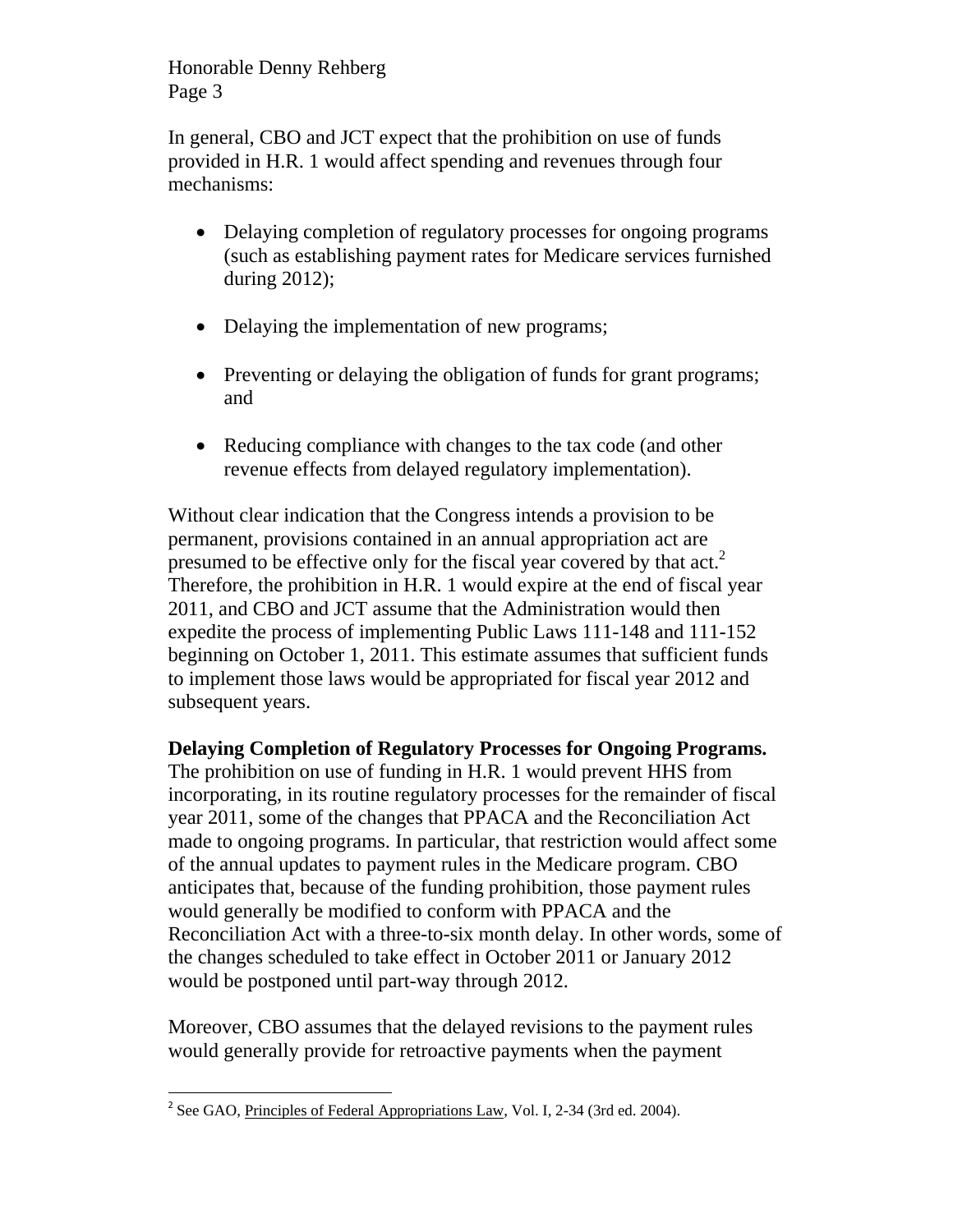In general, CBO and JCT expect that the prohibition on use of funds provided in H.R. 1 would affect spending and revenues through four mechanisms:

- Delaying completion of regulatory processes for ongoing programs (such as establishing payment rates for Medicare services furnished during 2012);
- Delaying the implementation of new programs;
- Preventing or delaying the obligation of funds for grant programs; and
- Reducing compliance with changes to the tax code (and other revenue effects from delayed regulatory implementation).

Without clear indication that the Congress intends a provision to be permanent, provisions contained in an annual appropriation act are presumed to be effective only for the fiscal year covered by that act.[2] Therefore, the prohibition in H.R. 1 would expire at the end of fiscal year 2011, and CBO and JCT assume that the Administration would then expedite the process of implementing Public Laws 111-148 and 111-152 beginning on October 1, 2011. This estimate assumes that sufficient funds to implement those laws would be appropriated for fiscal year 2012 and subsequent years.

**Delaying Completion of Regulatory Processes for Ongoing Programs.** The prohibition on use of funding in H.R. 1 would prevent HHS from incorporating, in its routine regulatory processes for the remainder of fiscal year 2011, some of the changes that PPACA and the Reconciliation Act made to ongoing programs. In particular, that restriction would affect some of the annual updates to payment rules in the Medicare program. CBO anticipates that, because of the funding prohibition, those payment rules would generally be modified to conform with PPACA and the Reconciliation Act with a three-to-six month delay. In other words, some of the changes scheduled to take effect in October 2011 or January 2012 would be postponed until part-way through 2012.

Moreover, CBO assumes that the delayed revisions to the payment rules would generally provide for retroactive payments when the payment

[2] See GAO, Principles of Federal Appropriations Law, Vol. I, 2-34 (3rd ed. 2004).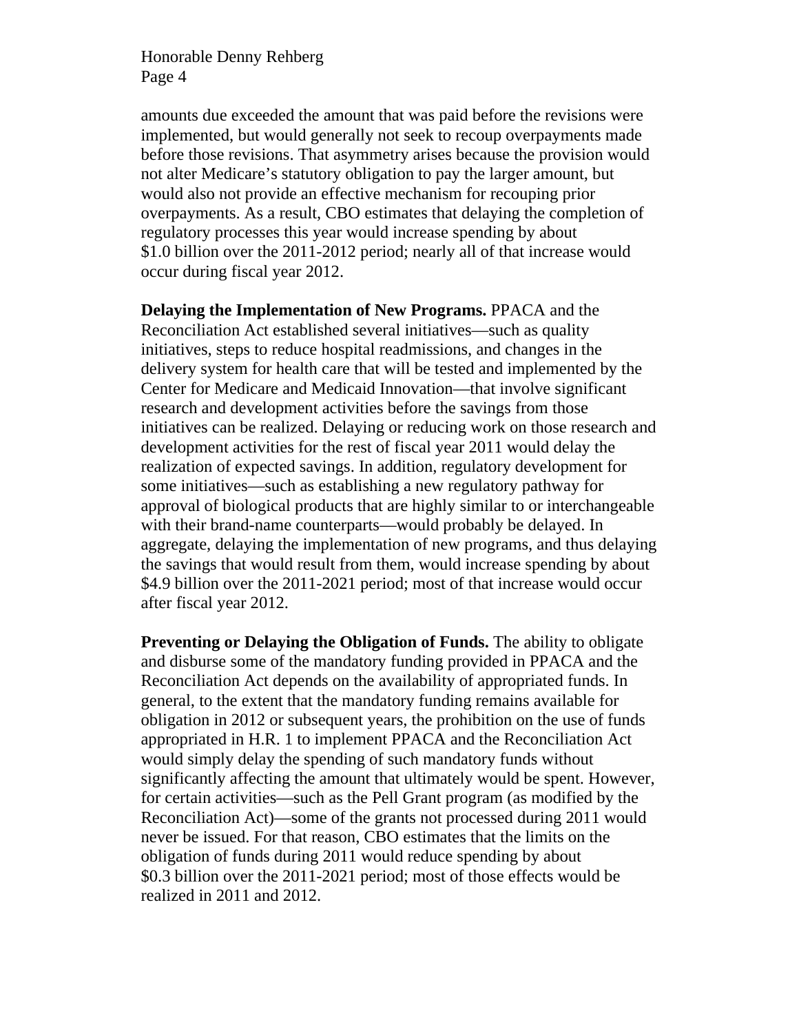amounts due exceeded the amount that was paid before the revisions were implemented, but would generally not seek to recoup overpayments made before those revisions. That asymmetry arises because the provision would not alter Medicare's statutory obligation to pay the larger amount, but would also not provide an effective mechanism for recouping prior overpayments. As a result, CBO estimates that delaying the completion of regulatory processes this year would increase spending by about $1.0 billion over the 2011-2012 period; nearly all of that increase would occur during fiscal year 2012.

**Delaying the Implementation of New Programs.** PPACA and the Reconciliation Act established several initiatives—such as quality initiatives, steps to reduce hospital readmissions, and changes in the delivery system for health care that will be tested and implemented by the Center for Medicare and Medicaid Innovation—that involve significant research and development activities before the savings from those initiatives can be realized. Delaying or reducing work on those research and development activities for the rest of fiscal year 2011 would delay the realization of expected savings. In addition, regulatory development for some initiatives—such as establishing a new regulatory pathway for approval of biological products that are highly similar to or interchangeable with their brand-name counterparts—would probably be delayed. In aggregate, delaying the implementation of new programs, and thus delaying the savings that would result from them, would increase spending by about $4.9 billion over the 2011-2021 period; most of that increase would occur after fiscal year 2012.

**Preventing or Delaying the Obligation of Funds.** The ability to obligate and disburse some of the mandatory funding provided in PPACA and the Reconciliation Act depends on the availability of appropriated funds. In general, to the extent that the mandatory funding remains available for obligation in 2012 or subsequent years, the prohibition on the use of funds appropriated in H.R. 1 to implement PPACA and the Reconciliation Act would simply delay the spending of such mandatory funds without significantly affecting the amount that ultimately would be spent. However, for certain activities—such as the Pell Grant program (as modified by the Reconciliation Act)—some of the grants not processed during 2011 would never be issued. For that reason, CBO estimates that the limits on the obligation of funds during 2011 would reduce spending by about $0.3 billion over the 2011-2021 period; most of those effects would be realized in 2011 and 2012.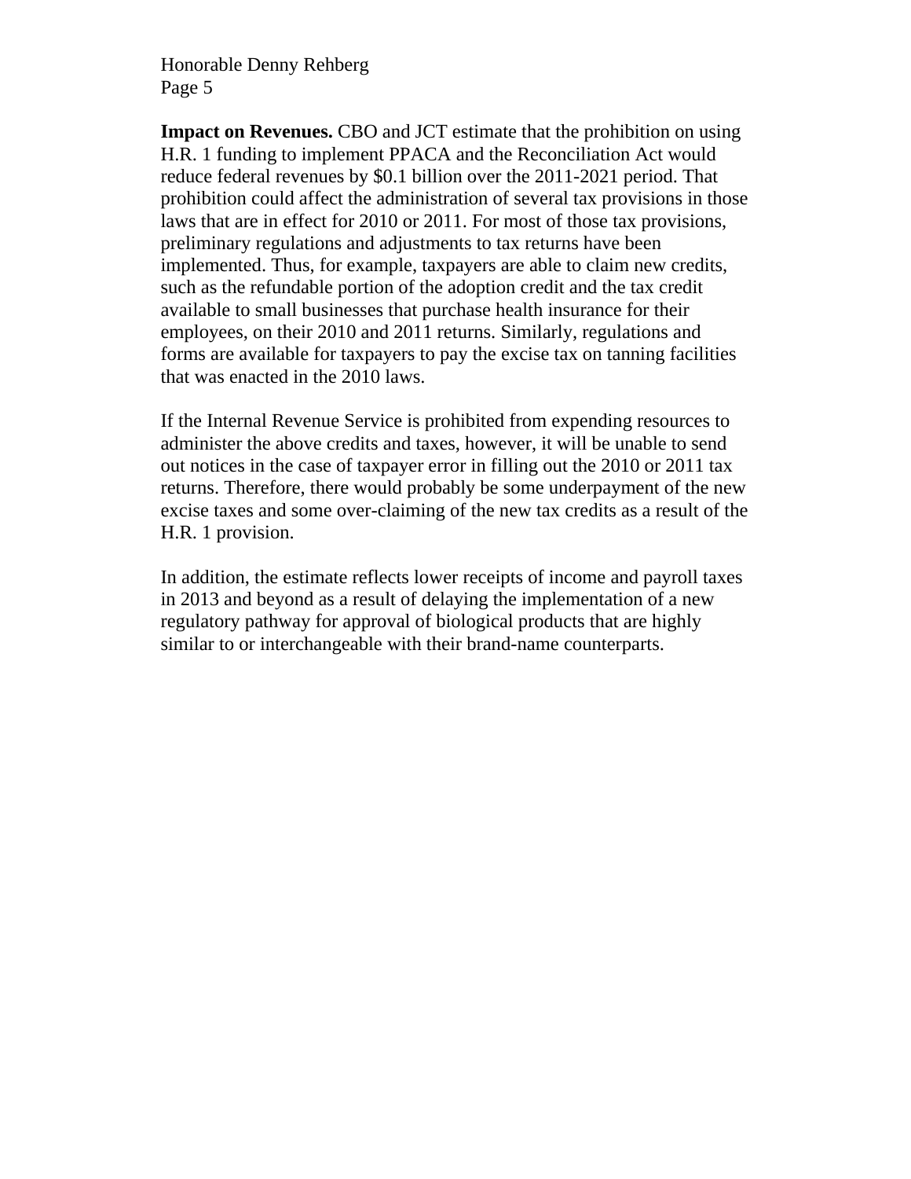**Impact on Revenues.** CBO and JCT estimate that the prohibition on using H.R. 1 funding to implement PPACA and the Reconciliation Act would reduce federal revenues by $0.1 billion over the 2011-2021 period. That prohibition could affect the administration of several tax provisions in those laws that are in effect for 2010 or 2011. For most of those tax provisions, preliminary regulations and adjustments to tax returns have been implemented. Thus, for example, taxpayers are able to claim new credits, such as the refundable portion of the adoption credit and the tax credit available to small businesses that purchase health insurance for their employees, on their 2010 and 2011 returns. Similarly, regulations and forms are available for taxpayers to pay the excise tax on tanning facilities that was enacted in the 2010 laws.

If the Internal Revenue Service is prohibited from expending resources to administer the above credits and taxes, however, it will be unable to send out notices in the case of taxpayer error in filling out the 2010 or 2011 tax returns. Therefore, there would probably be some underpayment of the new excise taxes and some over-claiming of the new tax credits as a result of the H.R. 1 provision.

In addition, the estimate reflects lower receipts of income and payroll taxes in 2013 and beyond as a result of delaying the implementation of a new regulatory pathway for approval of biological products that are highly similar to or interchangeable with their brand-name counterparts.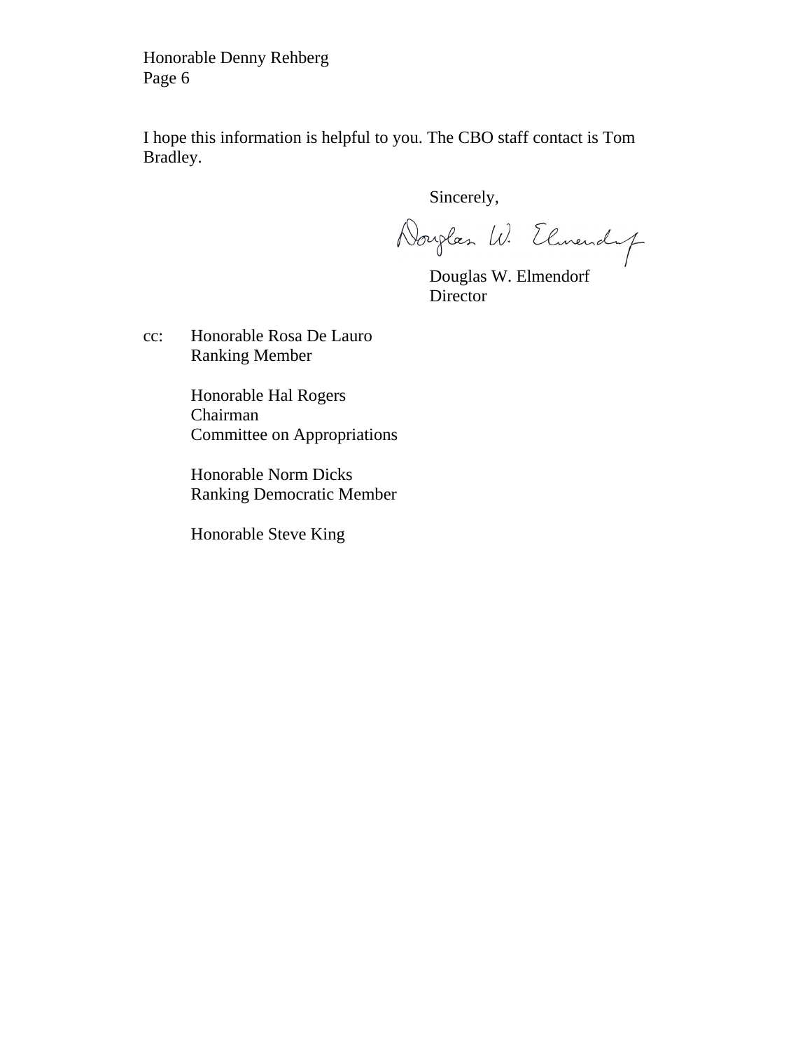I hope this information is helpful to you. The CBO staff contact is Tom Bradley.

Sincerely,

Douglas W. Elmendorf
Director

cc: Honorable Rosa De Lauro
Ranking Member

Honorable Hal Rogers
Chairman
Committee on Appropriations

Honorable Norm Dicks
Ranking Democratic Member

Honorable Steve King